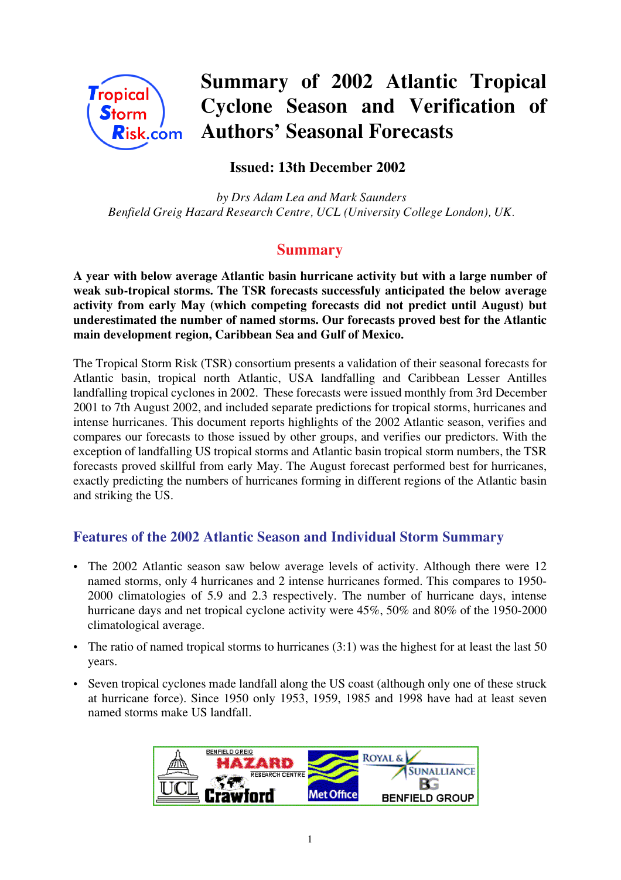# Summary of 2002 Atlantic Tropical Cyclone Season and Verification of Authors' Seasonal Forecasts

**Issued: 13th December 2002**

*by Drs Adam Lea and Mark Saunders*
*Benfield Greig Hazard Research Centre, UCL (University College London), UK.*

## Summary

**A year with below average Atlantic basin hurricane activity but with a large number of weak sub-tropical storms. The TSR forecasts successfuly anticipated the below average activity from early May (which competing forecasts did not predict until August) but underestimated the number of named storms. Our forecasts proved best for the Atlantic main development region, Caribbean Sea and Gulf of Mexico.**

The Tropical Storm Risk (TSR) consortium presents a validation of their seasonal forecasts for Atlantic basin, tropical north Atlantic, USA landfalling and Caribbean Lesser Antilles landfalling tropical cyclones in 2002. These forecasts were issued monthly from 3rd December 2001 to 7th August 2002, and included separate predictions for tropical storms, hurricanes and intense hurricanes. This document reports highlights of the 2002 Atlantic season, verifies and compares our forecasts to those issued by other groups, and verifies our predictors. With the exception of landfalling US tropical storms and Atlantic basin tropical storm numbers, the TSR forecasts proved skillful from early May. The August forecast performed best for hurricanes, exactly predicting the numbers of hurricanes forming in different regions of the Atlantic basin and striking the US.

## Features of the 2002 Atlantic Season and Individual Storm Summary

- The 2002 Atlantic season saw below average levels of activity. Although there were 12 named storms, only 4 hurricanes and 2 intense hurricanes formed. This compares to 1950-2000 climatologies of 5.9 and 2.3 respectively. The number of hurricane days, intense hurricane days and net tropical cyclone activity were 45%, 50% and 80% of the 1950-2000 climatological average.
- The ratio of named tropical storms to hurricanes (3:1) was the highest for at least the last 50 years.
- Seven tropical cyclones made landfall along the US coast (although only one of these struck at hurricane force). Since 1950 only 1953, 1959, 1985 and 1998 have had at least seven named storms make US landfall.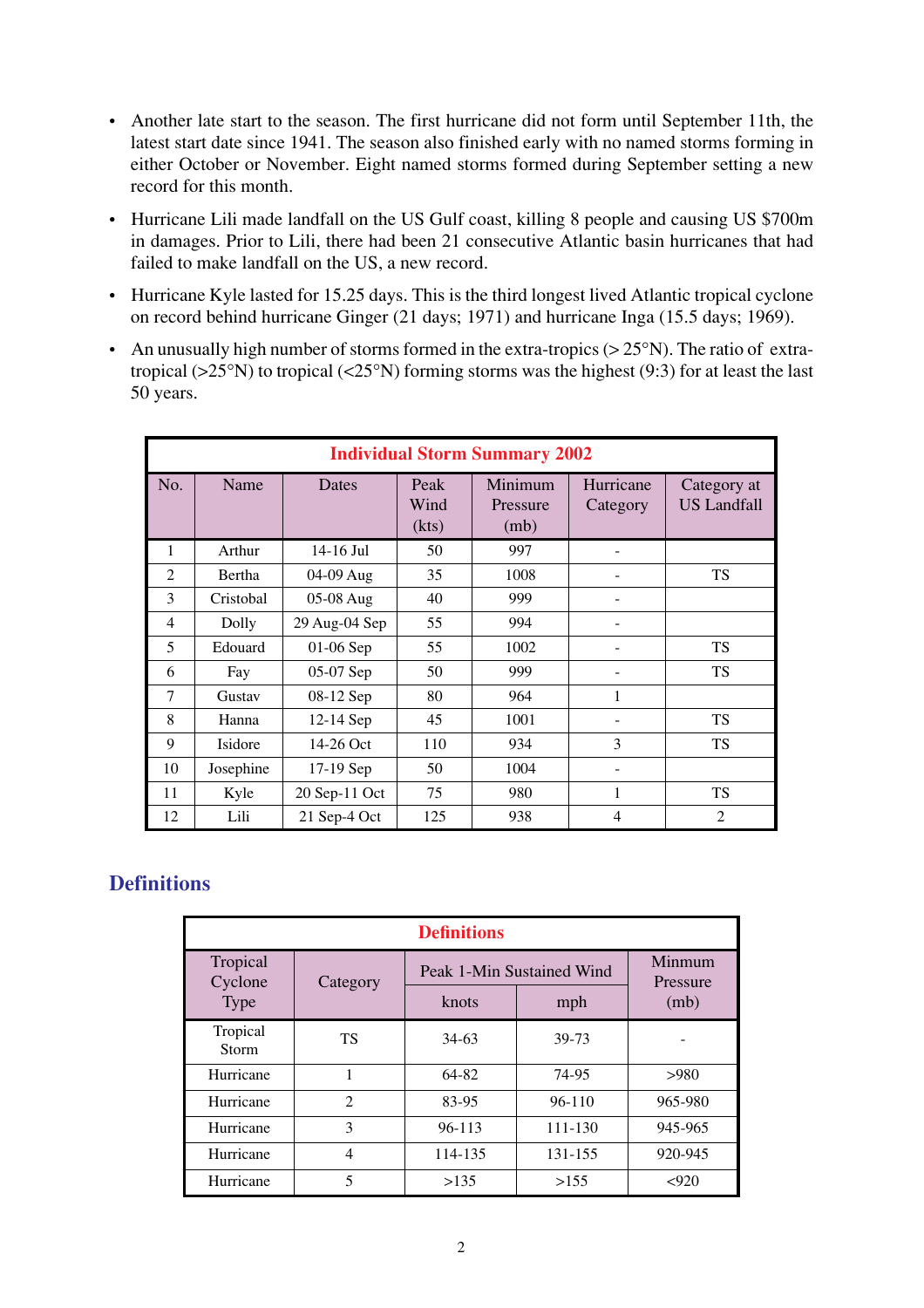- Another late start to the season. The first hurricane did not form until September 11th, the latest start date since 1941. The season also finished early with no named storms forming in either October or November. Eight named storms formed during September setting a new record for this month.
- Hurricane Lili made landfall on the US Gulf coast, killing 8 people and causing US $700m in damages. Prior to Lili, there had been 21 consecutive Atlantic basin hurricanes that had failed to make landfall on the US, a new record.
- Hurricane Kyle lasted for 15.25 days. This is the third longest lived Atlantic tropical cyclone on record behind hurricane Ginger (21 days; 1971) and hurricane Inga (15.5 days; 1969).
- An unusually high number of storms formed in the extra-tropics (> 25°N). The ratio of extra-tropical (>25°N) to tropical (<25°N) forming storms was the highest (9:3) for at least the last 50 years.

**Individual Storm Summary 2002**

| No. | Name | Dates | Peak Wind (kts) | Minimum Pressure (mb) | Hurricane Category | Category at US Landfall |
|---|---|---|---|---|---|---|
| 1 | Arthur | 14-16 Jul | 50 | 997 | - | |
| 2 | Bertha | 04-09 Aug | 35 | 1008 | - | TS |
| 3 | Cristobal | 05-08 Aug | 40 | 999 | - | |
| 4 | Dolly | 29 Aug-04 Sep | 55 | 994 | - | |
| 5 | Edouard | 01-06 Sep | 55 | 1002 | - | TS |
| 6 | Fay | 05-07 Sep | 50 | 999 | - | TS |
| 7 | Gustav | 08-12 Sep | 80 | 964 | 1 | |
| 8 | Hanna | 12-14 Sep | 45 | 1001 | - | TS |
| 9 | Isidore | 14-26 Oct | 110 | 934 | 3 | TS |
| 10 | Josephine | 17-19 Sep | 50 | 1004 | - | |
| 11 | Kyle | 20 Sep-11 Oct | 75 | 980 | 1 | TS |
| 12 | Lili | 21 Sep-4 Oct | 125 | 938 | 4 | 2 |

## Definitions

**Definitions**

| Tropical Cyclone Type | Category | Peak 1-Min Sustained Wind | | Minmum Pressure (mb) |
|---|---|---|---|---|
| | | knots | mph | |
| Tropical Storm | TS | 34-63 | 39-73 | - |
| Hurricane | 1 | 64-82 | 74-95 | >980 |
| Hurricane | 2 | 83-95 | 96-110 | 965-980 |
| Hurricane | 3 | 96-113 | 111-130 | 945-965 |
| Hurricane | 4 | 114-135 | 131-155 | 920-945 |
| Hurricane | 5 | >135 | >155 | <920 |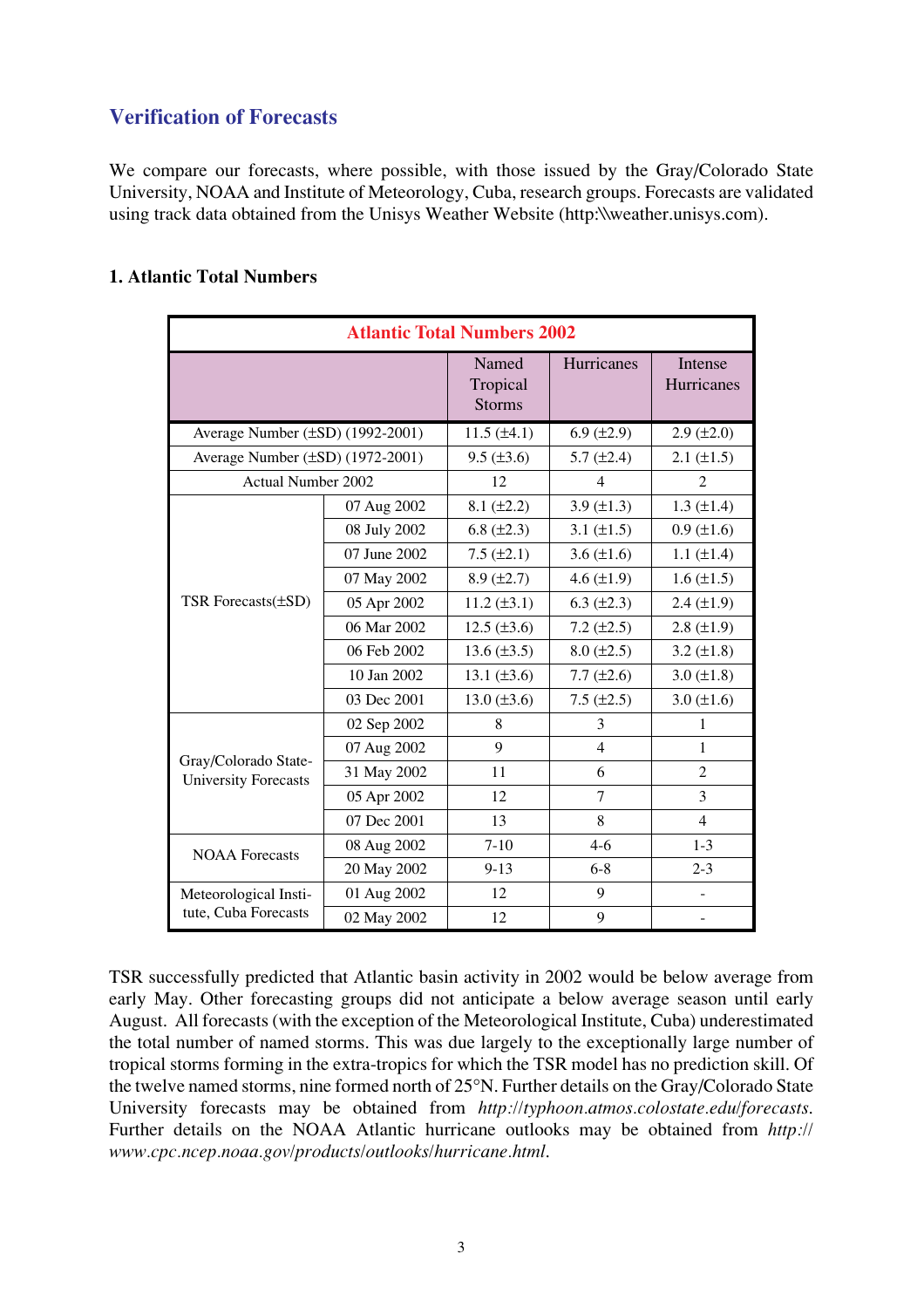## Verification of Forecasts

We compare our forecasts, where possible, with those issued by the Gray/Colorado State University, NOAA and Institute of Meteorology, Cuba, research groups. Forecasts are validated using track data obtained from the Unisys Weather Website (http:\\weather.unisys.com).

### 1. Atlantic Total Numbers

| Atlantic Total Numbers 2002 | | | | |
|---|---|---|---|---|
| | | Named Tropical Storms | Hurricanes | Intense Hurricanes |
| Average Number (±SD) (1992-2001) | | 11.5 (±4.1) | 6.9 (±2.9) | 2.9 (±2.0) |
| Average Number (±SD) (1972-2001) | | 9.5 (±3.6) | 5.7 (±2.4) | 2.1 (±1.5) |
| Actual Number 2002 | | 12 | 4 | 2 |
| TSR Forecasts(±SD) | 07 Aug 2002 | 8.1 (±2.2) | 3.9 (±1.3) | 1.3 (±1.4) |
| | 08 July 2002 | 6.8 (±2.3) | 3.1 (±1.5) | 0.9 (±1.6) |
| | 07 June 2002 | 7.5 (±2.1) | 3.6 (±1.6) | 1.1 (±1.4) |
| | 07 May 2002 | 8.9 (±2.7) | 4.6 (±1.9) | 1.6 (±1.5) |
| | 05 Apr 2002 | 11.2 (±3.1) | 6.3 (±2.3) | 2.4 (±1.9) |
| | 06 Mar 2002 | 12.5 (±3.6) | 7.2 (±2.5) | 2.8 (±1.9) |
| | 06 Feb 2002 | 13.6 (±3.5) | 8.0 (±2.5) | 3.2 (±1.8) |
| | 10 Jan 2002 | 13.1 (±3.6) | 7.7 (±2.6) | 3.0 (±1.8) |
| | 03 Dec 2001 | 13.0 (±3.6) | 7.5 (±2.5) | 3.0 (±1.6) |
| Gray/Colorado State-University Forecasts | 02 Sep 2002 | 8 | 3 | 1 |
| | 07 Aug 2002 | 9 | 4 | 1 |
| | 31 May 2002 | 11 | 6 | 2 |
| | 05 Apr 2002 | 12 | 7 | 3 |
| | 07 Dec 2001 | 13 | 8 | 4 |
| NOAA Forecasts | 08 Aug 2002 | 7-10 | 4-6 | 1-3 |
| | 20 May 2002 | 9-13 | 6-8 | 2-3 |
| Meteorological Institute, Cuba Forecasts | 01 Aug 2002 | 12 | 9 | - |
| | 02 May 2002 | 12 | 9 | - |

TSR successfully predicted that Atlantic basin activity in 2002 would be below average from early May. Other forecasting groups did not anticipate a below average season until early August. All forecasts (with the exception of the Meteorological Institute, Cuba) underestimated the total number of named storms. This was due largely to the exceptionally large number of tropical storms forming in the extra-tropics for which the TSR model has no prediction skill. Of the twelve named storms, nine formed north of 25°N. Further details on the Gray/Colorado State University forecasts may be obtained from *http://typhoon.atmos.colostate.edu/forecasts*. Further details on the NOAA Atlantic hurricane outlooks may be obtained from *http://www.cpc.ncep.noaa.gov/products/outlooks/hurricane.html*.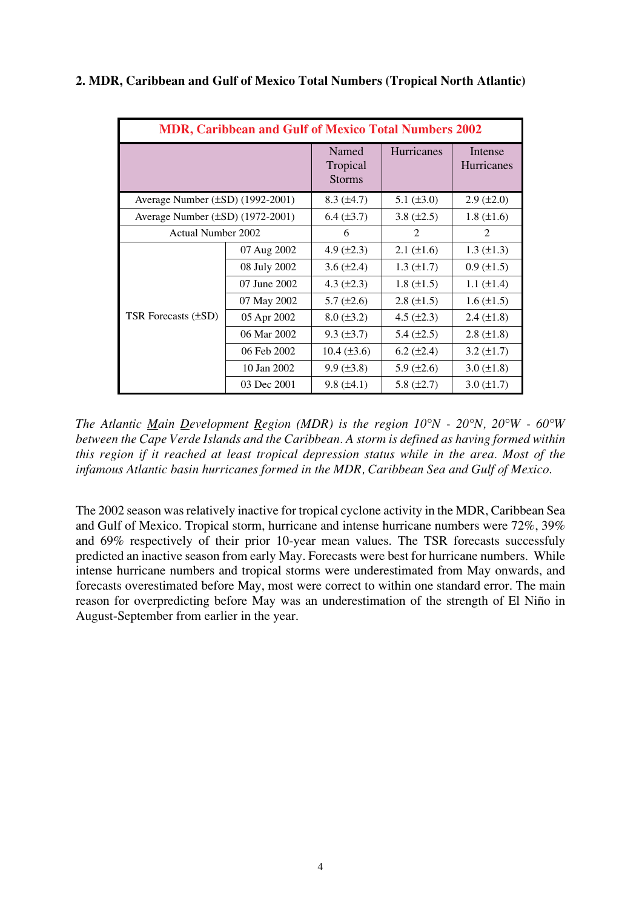## 2. MDR, Caribbean and Gulf of Mexico Total Numbers (Tropical North Atlantic)

| MDR, Caribbean and Gulf of Mexico Total Numbers 2002 | | | | |
|---|---|---|---|---|
| | | Named Tropical Storms | Hurricanes | Intense Hurricanes |
| Average Number (±SD) (1992-2001) | | 8.3 (±4.7) | 5.1 (±3.0) | 2.9 (±2.0) |
| Average Number (±SD) (1972-2001) | | 6.4 (±3.7) | 3.8 (±2.5) | 1.8 (±1.6) |
| Actual Number 2002 | | 6 | 2 | 2 |
| TSR Forecasts (±SD) | 07 Aug 2002 | 4.9 (±2.3) | 2.1 (±1.6) | 1.3 (±1.3) |
| | 08 July 2002 | 3.6 (±2.4) | 1.3 (±1.7) | 0.9 (±1.5) |
| | 07 June 2002 | 4.3 (±2.3) | 1.8 (±1.5) | 1.1 (±1.4) |
| | 07 May 2002 | 5.7 (±2.6) | 2.8 (±1.5) | 1.6 (±1.5) |
| | 05 Apr 2002 | 8.0 (±3.2) | 4.5 (±2.3) | 2.4 (±1.8) |
| | 06 Mar 2002 | 9.3 (±3.7) | 5.4 (±2.5) | 2.8 (±1.8) |
| | 06 Feb 2002 | 10.4 (±3.6) | 6.2 (±2.4) | 3.2 (±1.7) |
| | 10 Jan 2002 | 9.9 (±3.8) | 5.9 (±2.6) | 3.0 (±1.8) |
| | 03 Dec 2001 | 9.8 (±4.1) | 5.8 (±2.7) | 3.0 (±1.7) |

*The Atlantic Main Development Region (MDR) is the region 10°N - 20°N, 20°W - 60°W between the Cape Verde Islands and the Caribbean. A storm is defined as having formed within this region if it reached at least tropical depression status while in the area. Most of the infamous Atlantic basin hurricanes formed in the MDR, Caribbean Sea and Gulf of Mexico.*

The 2002 season was relatively inactive for tropical cyclone activity in the MDR, Caribbean Sea and Gulf of Mexico. Tropical storm, hurricane and intense hurricane numbers were 72%, 39% and 69% respectively of their prior 10-year mean values. The TSR forecasts successfuly predicted an inactive season from early May. Forecasts were best for hurricane numbers. While intense hurricane numbers and tropical storms were underestimated from May onwards, and forecasts overestimated before May, most were correct to within one standard error. The main reason for overpredicting before May was an underestimation of the strength of El Niño in August-September from earlier in the year.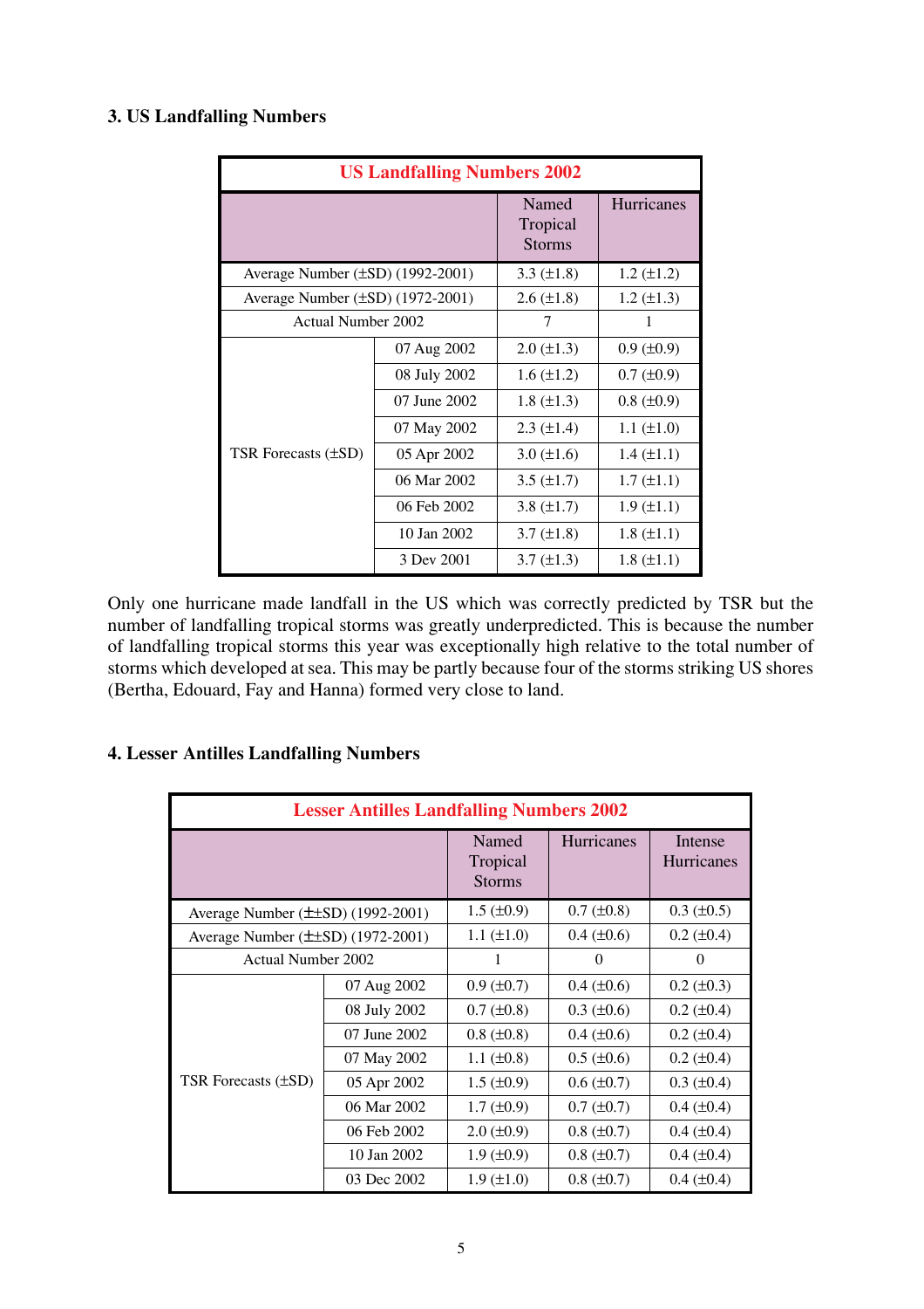## 3. US Landfalling Numbers

| US Landfalling Numbers 2002 | | | |
|---|---|---|---|
| | | Named Tropical Storms | Hurricanes |
| Average Number (±SD) (1992-2001) | | 3.3 (±1.8) | 1.2 (±1.2) |
| Average Number (±SD) (1972-2001) | | 2.6 (±1.8) | 1.2 (±1.3) |
| Actual Number 2002 | | 7 | 1 |
| TSR Forecasts (±SD) | 07 Aug 2002 | 2.0 (±1.3) | 0.9 (±0.9) |
| | 08 July 2002 | 1.6 (±1.2) | 0.7 (±0.9) |
| | 07 June 2002 | 1.8 (±1.3) | 0.8 (±0.9) |
| | 07 May 2002 | 2.3 (±1.4) | 1.1 (±1.0) |
| | 05 Apr 2002 | 3.0 (±1.6) | 1.4 (±1.1) |
| | 06 Mar 2002 | 3.5 (±1.7) | 1.7 (±1.1) |
| | 06 Feb 2002 | 3.8 (±1.7) | 1.9 (±1.1) |
| | 10 Jan 2002 | 3.7 (±1.8) | 1.8 (±1.1) |
| | 3 Dev 2001 | 3.7 (±1.3) | 1.8 (±1.1) |

Only one hurricane made landfall in the US which was correctly predicted by TSR but the number of landfalling tropical storms was greatly underpredicted. This is because the number of landfalling tropical storms this year was exceptionally high relative to the total number of storms which developed at sea. This may be partly because four of the storms striking US shores (Bertha, Edouard, Fay and Hanna) formed very close to land.

## 4. Lesser Antilles Landfalling Numbers

| Lesser Antilles Landfalling Numbers 2002 | | | | |
|---|---|---|---|---|
| | | Named Tropical Storms | Hurricanes | Intense Hurricanes |
| Average Number (±±SD) (1992-2001) | | 1.5 (±0.9) | 0.7 (±0.8) | 0.3 (±0.5) |
| Average Number (±±SD) (1972-2001) | | 1.1 (±1.0) | 0.4 (±0.6) | 0.2 (±0.4) |
| Actual Number 2002 | | 1 | 0 | 0 |
| TSR Forecasts (±SD) | 07 Aug 2002 | 0.9 (±0.7) | 0.4 (±0.6) | 0.2 (±0.3) |
| | 08 July 2002 | 0.7 (±0.8) | 0.3 (±0.6) | 0.2 (±0.4) |
| | 07 June 2002 | 0.8 (±0.8) | 0.4 (±0.6) | 0.2 (±0.4) |
| | 07 May 2002 | 1.1 (±0.8) | 0.5 (±0.6) | 0.2 (±0.4) |
| | 05 Apr 2002 | 1.5 (±0.9) | 0.6 (±0.7) | 0.3 (±0.4) |
| | 06 Mar 2002 | 1.7 (±0.9) | 0.7 (±0.7) | 0.4 (±0.4) |
| | 06 Feb 2002 | 2.0 (±0.9) | 0.8 (±0.7) | 0.4 (±0.4) |
| | 10 Jan 2002 | 1.9 (±0.9) | 0.8 (±0.7) | 0.4 (±0.4) |
| | 03 Dec 2002 | 1.9 (±1.0) | 0.8 (±0.7) | 0.4 (±0.4) |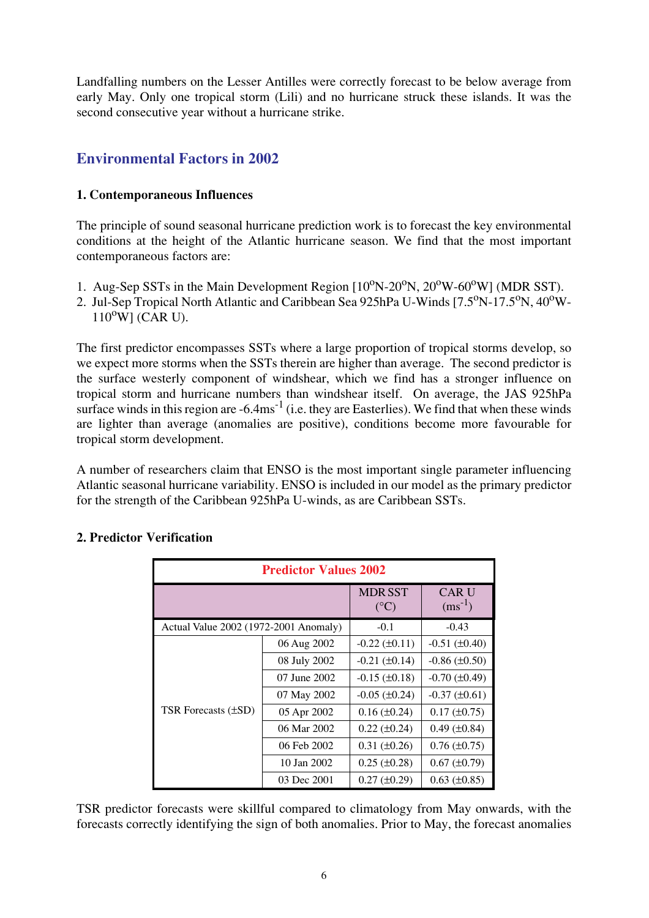Landfalling numbers on the Lesser Antilles were correctly forecast to be below average from early May. Only one tropical storm (Lili) and no hurricane struck these islands. It was the second consecutive year without a hurricane strike.

## Environmental Factors in 2002

**1. Contemporaneous Influences**

The principle of sound seasonal hurricane prediction work is to forecast the key environmental conditions at the height of the Atlantic hurricane season. We find that the most important contemporaneous factors are:

1. Aug-Sep SSTs in the Main Development Region [$10^oN$-$20^oN$, $20^oW$-$60^oW$] (MDR SST).
2. Jul-Sep Tropical North Atlantic and Caribbean Sea 925hPa U-Winds [$7.5^oN$-$17.5^oN$, $40^oW$-$110^oW$] (CAR U).

The first predictor encompasses SSTs where a large proportion of tropical storms develop, so we expect more storms when the SSTs therein are higher than average. The second predictor is the surface westerly component of windshear, which we find has a stronger influence on tropical storm and hurricane numbers than windshear itself. On average, the JAS 925hPa surface winds in this region are $-6.4ms^{-1}$ (i.e. they are Easterlies). We find that when these winds are lighter than average (anomalies are positive), conditions become more favourable for tropical storm development.

A number of researchers claim that ENSO is the most important single parameter influencing Atlantic seasonal hurricane variability. ENSO is included in our model as the primary predictor for the strength of the Caribbean 925hPa U-winds, as are Caribbean SSTs.

**2. Predictor Verification**

| Predictor Values 2002 | | | |
|---|---|---|---|
| | | MDR SST (°C) | CAR U ($ms^{-1}$) |
| Actual Value 2002 (1972-2001 Anomaly) | | -0.1 | -0.43 |
| TSR Forecasts (±SD) | 06 Aug 2002 | -0.22 (±0.11) | -0.51 (±0.40) |
| | 08 July 2002 | -0.21 (±0.14) | -0.86 (±0.50) |
| | 07 June 2002 | -0.15 (±0.18) | -0.70 (±0.49) |
| | 07 May 2002 | -0.05 (±0.24) | -0.37 (±0.61) |
| | 05 Apr 2002 | 0.16 (±0.24) | 0.17 (±0.75) |
| | 06 Mar 2002 | 0.22 (±0.24) | 0.49 (±0.84) |
| | 06 Feb 2002 | 0.31 (±0.26) | 0.76 (±0.75) |
| | 10 Jan 2002 | 0.25 (±0.28) | 0.67 (±0.79) |
| | 03 Dec 2001 | 0.27 (±0.29) | 0.63 (±0.85) |

TSR predictor forecasts were skillful compared to climatology from May onwards, with the forecasts correctly identifying the sign of both anomalies. Prior to May, the forecast anomalies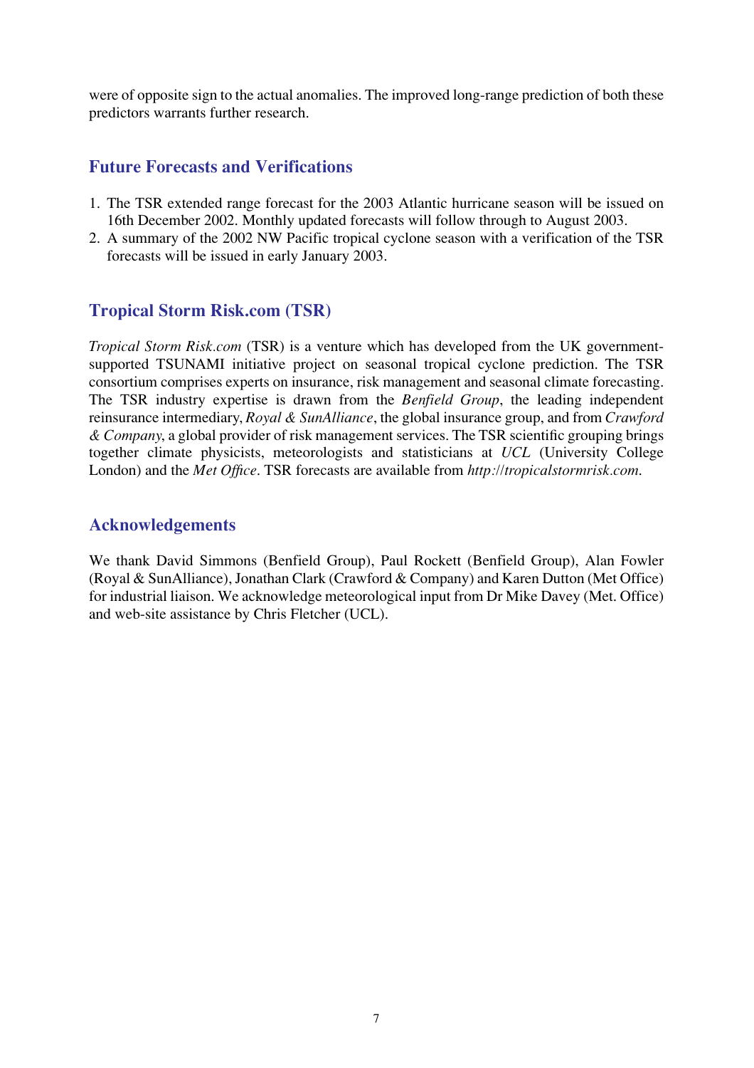were of opposite sign to the actual anomalies. The improved long-range prediction of both these predictors warrants further research.

## Future Forecasts and Verifications

1. The TSR extended range forecast for the 2003 Atlantic hurricane season will be issued on 16th December 2002. Monthly updated forecasts will follow through to August 2003.
2. A summary of the 2002 NW Pacific tropical cyclone season with a verification of the TSR forecasts will be issued in early January 2003.

## Tropical Storm Risk.com (TSR)

*Tropical Storm Risk.com* (TSR) is a venture which has developed from the UK government-supported TSUNAMI initiative project on seasonal tropical cyclone prediction. The TSR consortium comprises experts on insurance, risk management and seasonal climate forecasting. The TSR industry expertise is drawn from the *Benfield Group*, the leading independent reinsurance intermediary, *Royal & SunAlliance*, the global insurance group, and from *Crawford & Company*, a global provider of risk management services. The TSR scientific grouping brings together climate physicists, meteorologists and statisticians at *UCL* (University College London) and the *Met Office*. TSR forecasts are available from *http://tropicalstormrisk.com*.

## Acknowledgements

We thank David Simmons (Benfield Group), Paul Rockett (Benfield Group), Alan Fowler (Royal & SunAlliance), Jonathan Clark (Crawford & Company) and Karen Dutton (Met Office) for industrial liaison. We acknowledge meteorological input from Dr Mike Davey (Met. Office) and web-site assistance by Chris Fletcher (UCL).